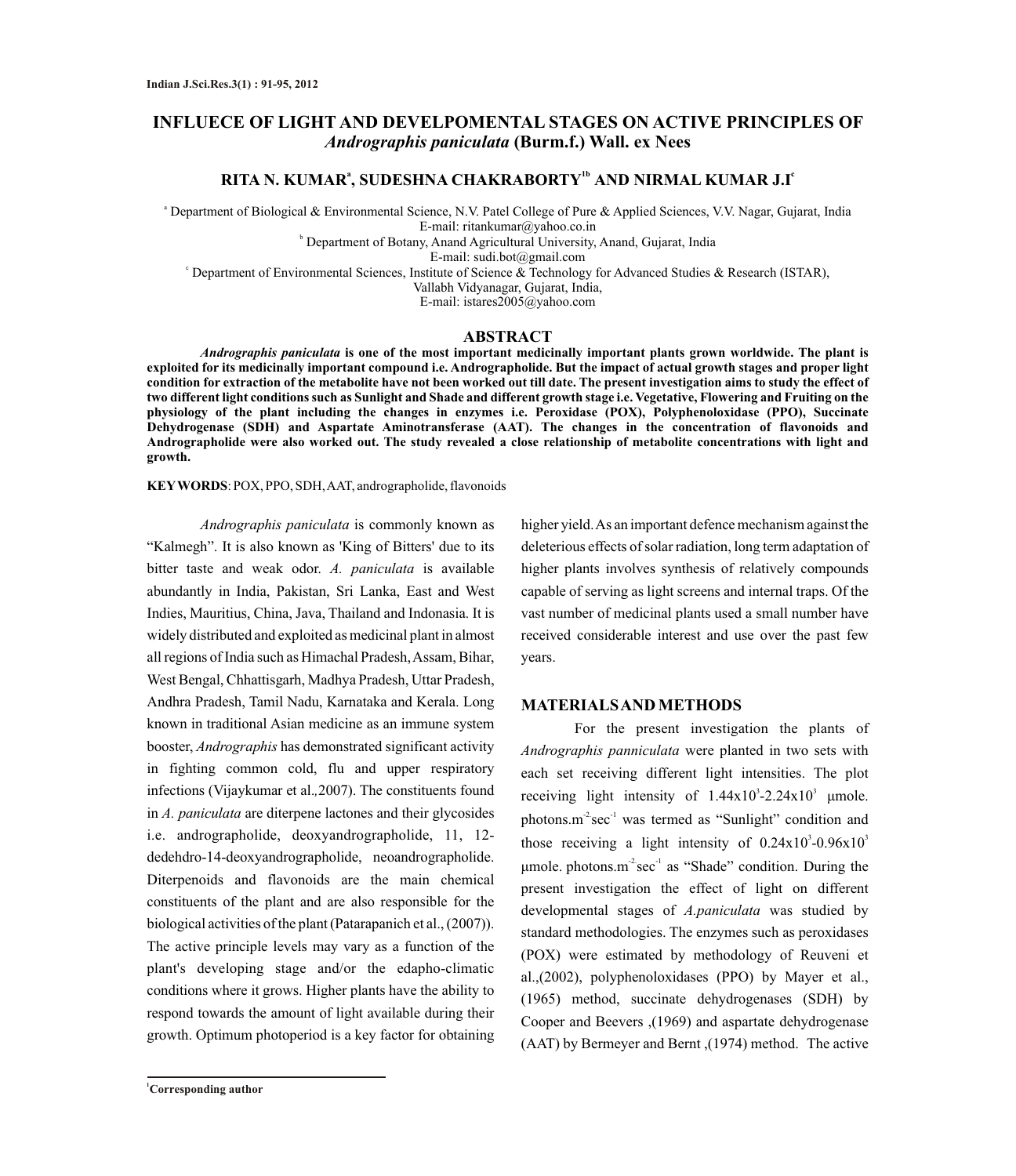# INFLUECE OF LIGHT AND DEVELPOMENTAL STAGES ON ACTIVE PRINCIPLES OF *Andrographis paniculata* (Burm.f.) Wall. ex Nees

## RITA N. KUMAR[a], SUDESHNA CHAKRABORTY[1b] AND NIRMAL KUMAR J.I[c]

[a] Department of Biological & Environmental Science, N.V. Patel College of Pure & Applied Sciences, V.V. Nagar, Gujarat, India
E-mail: ritankumar@yahoo.co.in

[b] Department of Botany, Anand Agricultural University, Anand, Gujarat, India
E-mail: sudi.bot@gmail.com

[c] Department of Environmental Sciences, Institute of Science & Technology for Advanced Studies & Research (ISTAR), Vallabh Vidyanagar, Gujarat, India,
E-mail: istares2005@yahoo.com

## ABSTRACT

***Andrographis paniculata* is one of the most important medicinally important plants grown worldwide. The plant is exploited for its medicinally important compound i.e. Andrographolide. But the impact of actual growth stages and proper light condition for extraction of the metabolite have not been worked out till date. The present investigation aims to study the effect of two different light conditions such as Sunlight and Shade and different growth stage i.e. Vegetative, Flowering and Fruiting on the physiology of the plant including the changes in enzymes i.e. Peroxidase (POX), Polyphenoloxidase (PPO), Succinate Dehydrogenase (SDH) and Aspartate Aminotransferase (AAT). The changes in the concentration of flavonoids and Andrographolide were also worked out. The study revealed a close relationship of metabolite concentrations with light and growth.**

**KEYWORDS**: POX, PPO, SDH, AAT, andrographolide, flavonoids

*Andrographis paniculata* is commonly known as "Kalmegh". It is also known as 'King of Bitters' due to its bitter taste and weak odor. *A. paniculata* is available abundantly in India, Pakistan, Sri Lanka, East and West Indies, Mauritius, China, Java, Thailand and Indonasia. It is widely distributed and exploited as medicinal plant in almost all regions of India such as Himachal Pradesh, Assam, Bihar, West Bengal, Chhattisgarh, Madhya Pradesh, Uttar Pradesh, Andhra Pradesh, Tamil Nadu, Karnataka and Kerala. Long known in traditional Asian medicine as an immune system booster, *Andrographis* has demonstrated significant activity in fighting common cold, flu and upper respiratory infections (Vijaykumar et al.,2007). The constituents found in *A. paniculata* are diterpene lactones and their glycosides i.e. andrographolide, deoxyandrographolide, 11, 12-dedehdro-14-deoxyandrographolide, neoandrographolide. Diterpenoids and flavonoids are the main chemical constituents of the plant and are also responsible for the biological activities of the plant (Patarapanich et al., (2007)). The active principle levels may vary as a function of the plant's developing stage and/or the edapho-climatic conditions where it grows. Higher plants have the ability to respond towards the amount of light available during their growth. Optimum photoperiod is a key factor for obtaining higher yield. As an important defence mechanism against the deleterious effects of solar radiation, long term adaptation of higher plants involves synthesis of relatively compounds capable of serving as light screens and internal traps. Of the vast number of medicinal plants used a small number have received considerable interest and use over the past few years.

## MATERIALS AND METHODS

For the present investigation the plants of *Andrographis panniculata* were planted in two sets with each set receiving different light intensities. The plot receiving light intensity of $1.44 \times 10^3$-$2.24 \times 10^3$ µmole. photons.$m^{-2}sec^{-1}$ was termed as "Sunlight" condition and those receiving a light intensity of $0.24 \times 10^3$-$0.96 \times 10^3$ µmole. photons.$m^{-2}sec^{-1}$ as "Shade" condition. During the present investigation the effect of light on different developmental stages of *A.paniculata* was studied by standard methodologies. The enzymes such as peroxidases (POX) were estimated by methodology of Reuveni et al.,(2002), polyphenoloxidases (PPO) by Mayer et al., (1965) method, succinate dehydrogenases (SDH) by Cooper and Beevers ,(1969) and aspartate dehydrogenase (AAT) by Bermeyer and Bernt ,(1974) method. The active

[1] Corresponding author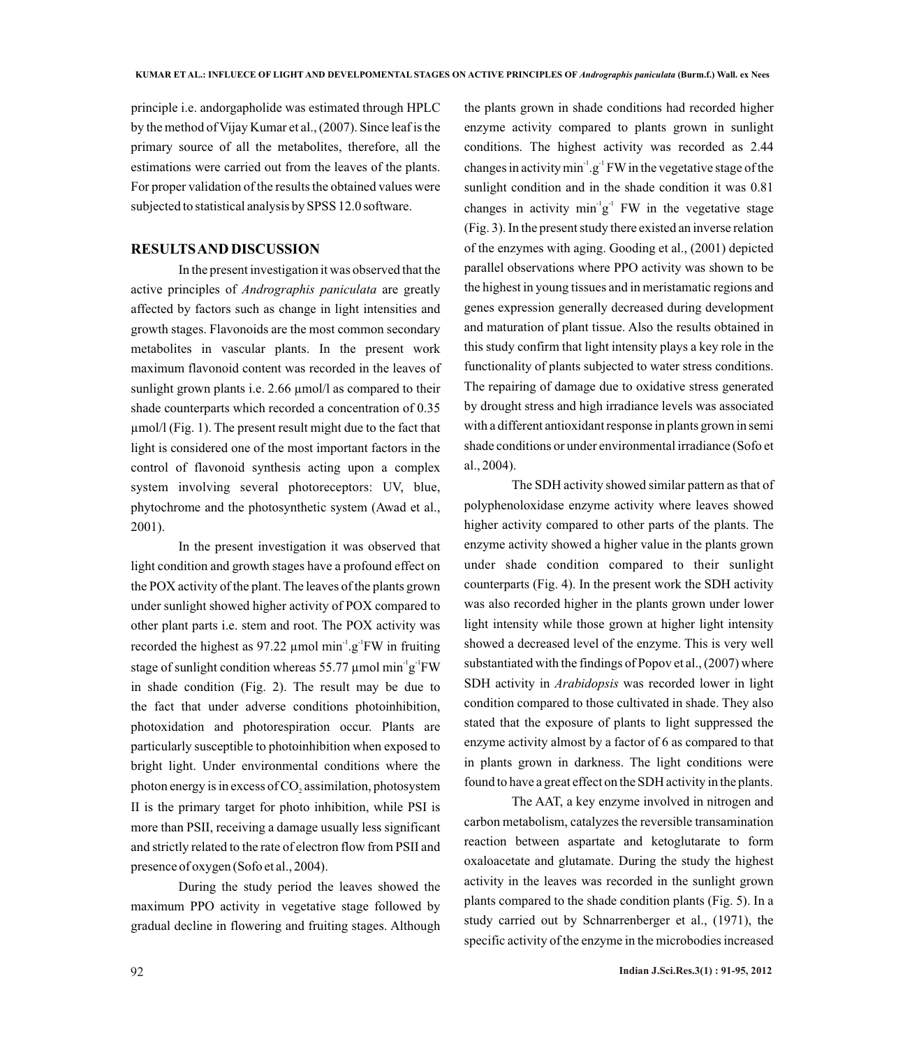principle i.e. andorgapholide was estimated through HPLC by the method of Vijay Kumar et al., (2007). Since leaf is the primary source of all the metabolites, therefore, all the estimations were carried out from the leaves of the plants. For proper validation of the results the obtained values were subjected to statistical analysis by SPSS 12.0 software.

## RESULTS AND DISCUSSION

In the present investigation it was observed that the active principles of *Andrographis paniculata* are greatly affected by factors such as change in light intensities and growth stages. Flavonoids are the most common secondary metabolites in vascular plants. In the present work maximum flavonoid content was recorded in the leaves of sunlight grown plants i.e. 2.66 µmol/l as compared to their shade counterparts which recorded a concentration of 0.35 µmol/l (Fig. 1). The present result might due to the fact that light is considered one of the most important factors in the control of flavonoid synthesis acting upon a complex system involving several photoreceptors: UV, blue, phytochrome and the photosynthetic system (Awad et al., 2001).

In the present investigation it was observed that light condition and growth stages have a profound effect on the POX activity of the plant. The leaves of the plants grown under sunlight showed higher activity of POX compared to other plant parts i.e. stem and root. The POX activity was recorded the highest as 97.22 µmol $min^{-1}.g^{-1}$FW in fruiting stage of sunlight condition whereas 55.77 µmol $min^{-1}g^{-1}$FW in shade condition (Fig. 2). The result may be due to the fact that under adverse conditions photoinhibition, photoxidation and photorespiration occur. Plants are particularly susceptible to photoinhibition when exposed to bright light. Under environmental conditions where the photon energy is in excess of $CO_2$ assimilation, photosystem II is the primary target for photo inhibition, while PSI is more than PSII, receiving a damage usually less significant and strictly related to the rate of electron flow from PSII and presence of oxygen (Sofo et al., 2004).

During the study period the leaves showed the maximum PPO activity in vegetative stage followed by gradual decline in flowering and fruiting stages. Although the plants grown in shade conditions had recorded higher enzyme activity compared to plants grown in sunlight conditions. The highest activity was recorded as 2.44 changes in activity $min^{-1}.g^{-1}$ FW in the vegetative stage of the sunlight condition and in the shade condition it was 0.81 changes in activity $min^{-1}g^{-1}$ FW in the vegetative stage (Fig. 3). In the present study there existed an inverse relation of the enzymes with aging. Gooding et al., (2001) depicted parallel observations where PPO activity was shown to be the highest in young tissues and in meristamatic regions and genes expression generally decreased during development and maturation of plant tissue. Also the results obtained in this study confirm that light intensity plays a key role in the functionality of plants subjected to water stress conditions. The repairing of damage due to oxidative stress generated by drought stress and high irradiance levels was associated with a different antioxidant response in plants grown in semi shade conditions or under environmental irradiance (Sofo et al., 2004).

The SDH activity showed similar pattern as that of polyphenoloxidase enzyme activity where leaves showed higher activity compared to other parts of the plants. The enzyme activity showed a higher value in the plants grown under shade condition compared to their sunlight counterparts (Fig. 4). In the present work the SDH activity was also recorded higher in the plants grown under lower light intensity while those grown at higher light intensity showed a decreased level of the enzyme. This is very well substantiated with the findings of Popov et al., (2007) where SDH activity in *Arabidopsis* was recorded lower in light condition compared to those cultivated in shade. They also stated that the exposure of plants to light suppressed the enzyme activity almost by a factor of 6 as compared to that in plants grown in darkness. The light conditions were found to have a great effect on the SDH activity in the plants.

The AAT, a key enzyme involved in nitrogen and carbon metabolism, catalyzes the reversible transamination reaction between aspartate and ketoglutarate to form oxaloacetate and glutamate. During the study the highest activity in the leaves was recorded in the sunlight grown plants compared to the shade condition plants (Fig. 5). In a study carried out by Schnarrenberger et al., (1971), the specific activity of the enzyme in the microbodies increased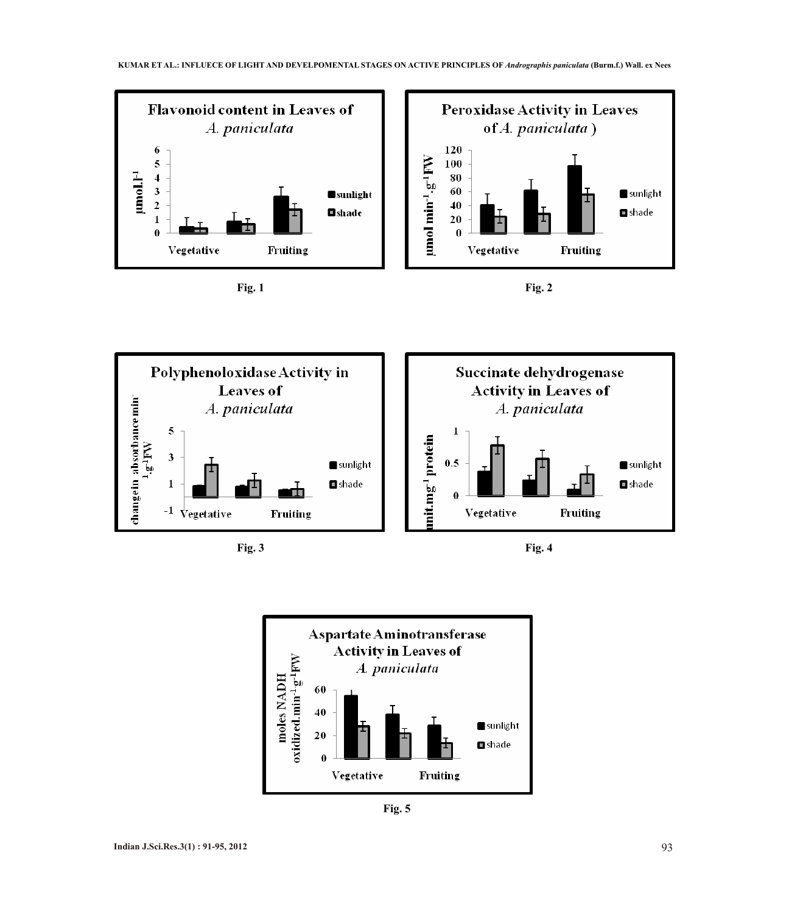Fig. 1

Fig. 2

Fig. 3

Fig. 4

Fig. 5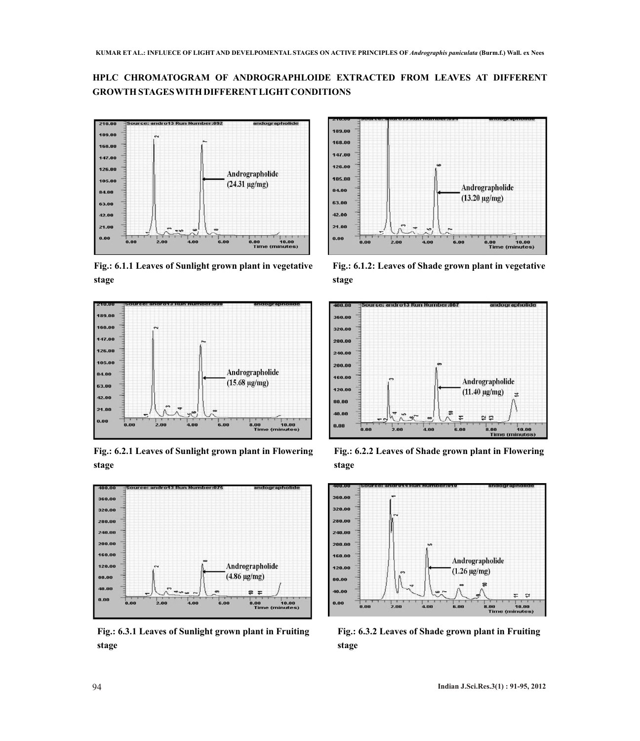## HPLC CHROMATOGRAM OF ANDROGRAPHLOIDE EXTRACTED FROM LEAVES AT DIFFERENT GROWTH STAGES WITH DIFFERENT LIGHT CONDITIONS

Andrographolide (24.31 μg/mg)

**Fig.: 6.1.1 Leaves of Sunlight grown plant in vegetative stage**

Andrographolide (13.20 μg/mg)

**Fig.: 6.1.2: Leaves of Shade grown plant in vegetative stage**

Andrographolide (15.68 μg/mg)

**Fig.: 6.2.1 Leaves of Sunlight grown plant in Flowering stage**

Andrographolide (11.40 μg/mg)

**Fig.: 6.2.2 Leaves of Shade grown plant in Flowering stage**

Andrographolide (4.86 μg/mg)

**Fig.: 6.3.1 Leaves of Sunlight grown plant in Fruiting stage**

Andrographolide (1.26 μg/mg)

**Fig.: 6.3.2 Leaves of Shade grown plant in Fruiting stage**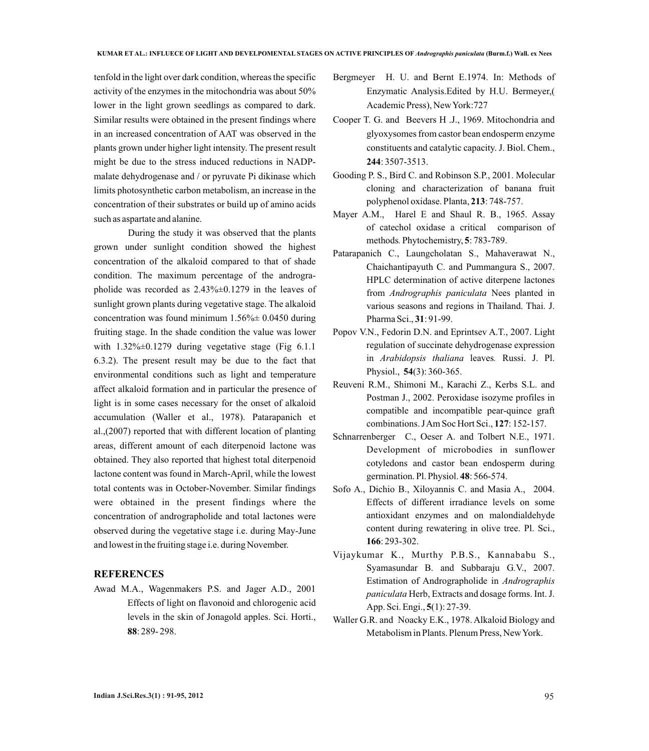tenfold in the light over dark condition, whereas the specific activity of the enzymes in the mitochondria was about 50% lower in the light grown seedlings as compared to dark. Similar results were obtained in the present findings where in an increased concentration of AAT was observed in the plants grown under higher light intensity. The present result might be due to the stress induced reductions in NADP-malate dehydrogenase and / or pyruvate Pi dikinase which limits photosynthetic carbon metabolism, an increase in the concentration of their substrates or build up of amino acids such as aspartate and alanine.

During the study it was observed that the plants grown under sunlight condition showed the highest concentration of the alkaloid compared to that of shade condition. The maximum percentage of the andrographolide was recorded as 2.43%±0.1279 in the leaves of sunlight grown plants during vegetative stage. The alkaloid concentration was found minimum 1.56%± 0.0450 during fruiting stage. In the shade condition the value was lower with 1.32%±0.1279 during vegetative stage (Fig 6.1.1 6.3.2). The present result may be due to the fact that environmental conditions such as light and temperature affect alkaloid formation and in particular the presence of light is in some cases necessary for the onset of alkaloid accumulation (Waller et al., 1978). Patarapanich et al.,(2007) reported that with different location of planting areas, different amount of each diterpenoid lactone was obtained. They also reported that highest total diterpenoid lactone content was found in March-April, while the lowest total contents was in October-November. Similar findings were obtained in the present findings where the concentration of andrographolide and total lactones were observed during the vegetative stage i.e. during May-June and lowest in the fruiting stage i.e. during November.

## REFERENCES

Awad M.A., Wagenmakers P.S. and Jager A.D., 2001 Effects of light on flavonoid and chlorogenic acid levels in the skin of Jonagold apples. Sci. Horti., **88**: 289- 298.

Bergmeyer H. U. and Bernt E.1974. In: Methods of Enzymatic Analysis.Edited by H.U. Bermeyer,( Academic Press), New York:727

Cooper T. G. and Beevers H .J., 1969. Mitochondria and glyoxysomes from castor bean endosperm enzyme constituents and catalytic capacity. J. Biol. Chem., **244**: 3507-3513.

Gooding P. S., Bird C. and Robinson S.P., 2001. Molecular cloning and characterization of banana fruit polyphenol oxidase. Planta, **213**: 748-757.

Mayer A.M., Harel E and Shaul R. B., 1965. Assay of catechol oxidase a critical comparison of methods*.* Phytochemistry, **5**: 783-789.

Patarapanich C., Laungcholatan S., Mahaverawat N., Chaichantipayuth C. and Pummangura S., 2007. HPLC determination of active diterpene lactones from *Andrographis paniculata* Nees planted in various seasons and regions in Thailand. Thai. J. Pharma Sci., **31**: 91-99.

Popov V.N., Fedorin D.N. and Eprintsev A.T., 2007. Light regulation of succinate dehydrogenase expression in *Arabidopsis thaliana* leaves*.* Russi. J. Pl. Physiol., **54**(3): 360-365.

Reuveni R.M., Shimoni M., Karachi Z., Kerbs S.L. and Postman J., 2002. Peroxidase isozyme profiles in compatible and incompatible pear-quince graft combinations. J Am Soc Hort Sci., **127**: 152-157.

Schnarrenberger C., Oeser A. and Tolbert N.E., 1971. Development of microbodies in sunflower cotyledons and castor bean endosperm during germination. Pl. Physiol. **48**: 566-574.

Sofo A., Dichio B., Xiloyannis C. and Masia A., 2004. Effects of different irradiance levels on some antioxidant enzymes and on malondialdehyde content during rewatering in olive tree. Pl. Sci., **166**: 293-302.

Vijaykumar K., Murthy P.B.S., Kannababu S., Syamasundar B. and Subbaraju G.V., 2007. Estimation of Andrographolide in *Andrographis paniculata* Herb, Extracts and dosage forms. Int. J. App. Sci. Engi., **5**(1): 27-39.

Waller G.R. and Noacky E.K., 1978. Alkaloid Biology and Metabolism in Plants. Plenum Press, New York.